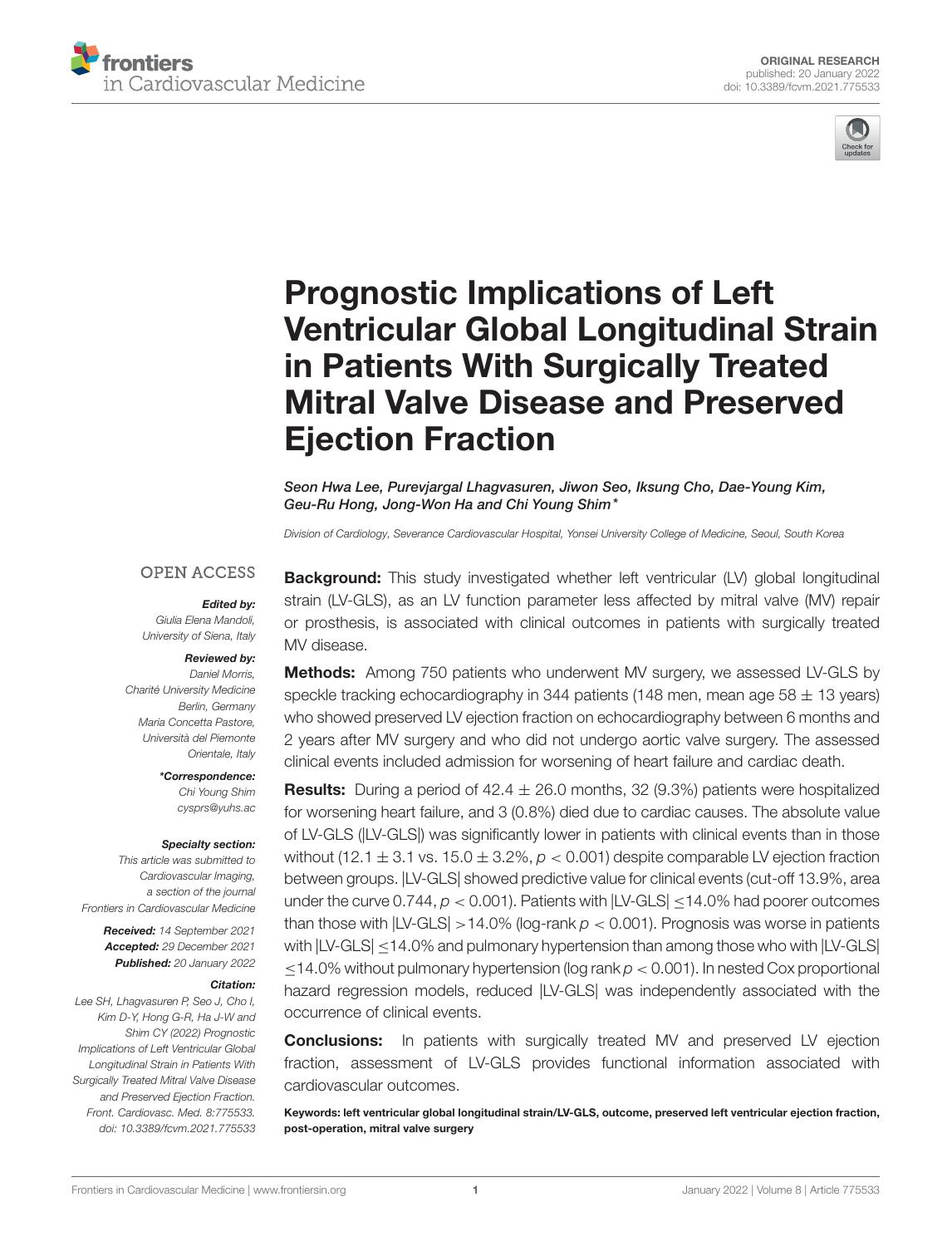ORIGINAL RESEARCH
published: 20 January 2022
doi: 10.3389/fcvm.2021.775533

# Prognostic Implications of Left Ventricular Global Longitudinal Strain in Patients With Surgically Treated Mitral Valve Disease and Preserved Ejection Fraction

*Seon Hwa Lee, Purevjargal Lhagvasuren, Jiwon Seo, Iksung Cho, Dae-Young Kim, Geu-Ru Hong, Jong-Won Ha and Chi Young Shim\**

*Division of Cardiology, Severance Cardiovascular Hospital, Yonsei University College of Medicine, Seoul, South Korea*

OPEN ACCESS

***Edited by:***
*Giulia Elena Mandoli, University of Siena, Italy*

***Reviewed by:***
*Daniel Morris, Charité University Medicine Berlin, Germany*
*Maria Concetta Pastore, Università del Piemonte Orientale, Italy*

***\*Correspondence:***
*Chi Young Shim*
*cysprs@yuhs.ac*

***Specialty section:***
*This article was submitted to Cardiovascular Imaging, a section of the journal Frontiers in Cardiovascular Medicine*

***Received:*** *14 September 2021*
***Accepted:*** *29 December 2021*
***Published:*** *20 January 2022*

***Citation:***
*Lee SH, Lhagvasuren P, Seo J, Cho I, Kim D-Y, Hong G-R, Ha J-W and Shim CY (2022) Prognostic Implications of Left Ventricular Global Longitudinal Strain in Patients With Surgically Treated Mitral Valve Disease and Preserved Ejection Fraction. Front. Cardiovasc. Med. 8:775533. doi: 10.3389/fcvm.2021.775533*

**Background:** This study investigated whether left ventricular (LV) global longitudinal strain (LV-GLS), as an LV function parameter less affected by mitral valve (MV) repair or prosthesis, is associated with clinical outcomes in patients with surgically treated MV disease.

**Methods:** Among 750 patients who underwent MV surgery, we assessed LV-GLS by speckle tracking echocardiography in 344 patients (148 men, mean age 58 ± 13 years) who showed preserved LV ejection fraction on echocardiography between 6 months and 2 years after MV surgery and who did not undergo aortic valve surgery. The assessed clinical events included admission for worsening of heart failure and cardiac death.

**Results:** During a period of 42.4 ± 26.0 months, 32 (9.3%) patients were hospitalized for worsening heart failure, and 3 (0.8%) died due to cardiac causes. The absolute value of LV-GLS (|LV-GLS|) was significantly lower in patients with clinical events than in those without (12.1 ± 3.1 vs. 15.0 ± 3.2%, $p < 0.001$) despite comparable LV ejection fraction between groups. |LV-GLS| showed predictive value for clinical events (cut-off 13.9%, area under the curve 0.744, $p < 0.001$). Patients with |LV-GLS| ≤14.0% had poorer outcomes than those with |LV-GLS| >14.0% (log-rank $p < 0.001$). Prognosis was worse in patients with |LV-GLS| ≤14.0% and pulmonary hypertension than among those who with |LV-GLS| ≤14.0% without pulmonary hypertension (log rank $p < 0.001$). In nested Cox proportional hazard regression models, reduced |LV-GLS| was independently associated with the occurrence of clinical events.

**Conclusions:** In patients with surgically treated MV and preserved LV ejection fraction, assessment of LV-GLS provides functional information associated with cardiovascular outcomes.

**Keywords: left ventricular global longitudinal strain/LV-GLS, outcome, preserved left ventricular ejection fraction, post-operation, mitral valve surgery**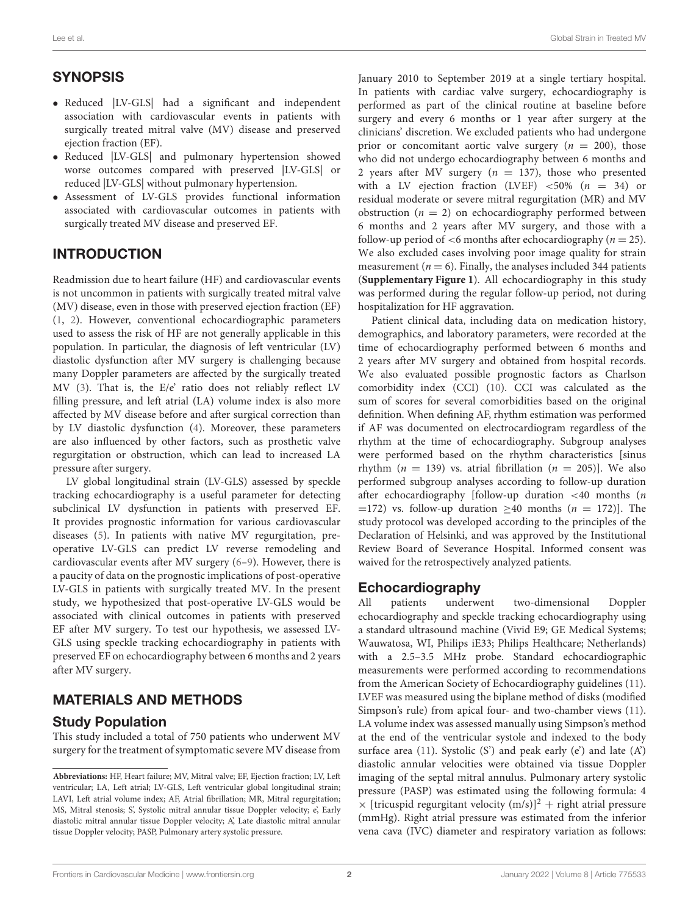## SYNOPSIS

- Reduced |LV-GLS| had a significant and independent association with cardiovascular events in patients with surgically treated mitral valve (MV) disease and preserved ejection fraction (EF).
- Reduced |LV-GLS| and pulmonary hypertension showed worse outcomes compared with preserved |LV-GLS| or reduced |LV-GLS| without pulmonary hypertension.
- Assessment of LV-GLS provides functional information associated with cardiovascular outcomes in patients with surgically treated MV disease and preserved EF.

## INTRODUCTION

Readmission due to heart failure (HF) and cardiovascular events is not uncommon in patients with surgically treated mitral valve (MV) disease, even in those with preserved ejection fraction (EF) (1, 2). However, conventional echocardiographic parameters used to assess the risk of HF are not generally applicable in this population. In particular, the diagnosis of left ventricular (LV) diastolic dysfunction after MV surgery is challenging because many Doppler parameters are affected by the surgically treated MV (3). That is, the E/e' ratio does not reliably reflect LV filling pressure, and left atrial (LA) volume index is also more affected by MV disease before and after surgical correction than by LV diastolic dysfunction (4). Moreover, these parameters are also influenced by other factors, such as prosthetic valve regurgitation or obstruction, which can lead to increased LA pressure after surgery.

LV global longitudinal strain (LV-GLS) assessed by speckle tracking echocardiography is a useful parameter for detecting subclinical LV dysfunction in patients with preserved EF. It provides prognostic information for various cardiovascular diseases (5). In patients with native MV regurgitation, pre-operative LV-GLS can predict LV reverse remodeling and cardiovascular events after MV surgery (6–9). However, there is a paucity of data on the prognostic implications of post-operative LV-GLS in patients with surgically treated MV. In the present study, we hypothesized that post-operative LV-GLS would be associated with clinical outcomes in patients with preserved EF after MV surgery. To test our hypothesis, we assessed LV-GLS using speckle tracking echocardiography in patients with preserved EF on echocardiography between 6 months and 2 years after MV surgery.

## MATERIALS AND METHODS

### Study Population

This study included a total of 750 patients who underwent MV surgery for the treatment of symptomatic severe MV disease from January 2010 to September 2019 at a single tertiary hospital. In patients with cardiac valve surgery, echocardiography is performed as part of the clinical routine at baseline before surgery and every 6 months or 1 year after surgery at the clinicians' discretion. We excluded patients who had undergone prior or concomitant aortic valve surgery ($n$ = 200), those who did not undergo echocardiography between 6 months and 2 years after MV surgery ($n$ = 137), those who presented with a LV ejection fraction (LVEF) <50% ($n$ = 34) or residual moderate or severe mitral regurgitation (MR) and MV obstruction ($n$ = 2) on echocardiography performed between 6 months and 2 years after MV surgery, and those with a follow-up period of <6 months after echocardiography ($n$ = 25). We also excluded cases involving poor image quality for strain measurement ($n$ = 6). Finally, the analyses included 344 patients (**Supplementary Figure 1**). All echocardiography in this study was performed during the regular follow-up period, not during hospitalization for HF aggravation.

Patient clinical data, including data on medication history, demographics, and laboratory parameters, were recorded at the time of echocardiography performed between 6 months and 2 years after MV surgery and obtained from hospital records. We also evaluated possible prognostic factors as Charlson comorbidity index (CCI) (10). CCI was calculated as the sum of scores for several comorbidities based on the original definition. When defining AF, rhythm estimation was performed if AF was documented on electrocardiogram regardless of the rhythm at the time of echocardiography. Subgroup analyses were performed based on the rhythm characteristics [sinus rhythm ($n$ = 139) vs. atrial fibrillation ($n$ = 205)]. We also performed subgroup analyses according to follow-up duration after echocardiography [follow-up duration <40 months ($n$ =172) vs. follow-up duration ≥40 months ($n$ = 172)]. The study protocol was developed according to the principles of the Declaration of Helsinki, and was approved by the Institutional Review Board of Severance Hospital. Informed consent was waived for the retrospectively analyzed patients.

### Echocardiography

All patients underwent two-dimensional Doppler echocardiography and speckle tracking echocardiography using a standard ultrasound machine (Vivid E9; GE Medical Systems; Wauwatosa, WI, Philips iE33; Philips Healthcare; Netherlands) with a 2.5–3.5 MHz probe. Standard echocardiographic measurements were performed according to recommendations from the American Society of Echocardiography guidelines (11). LVEF was measured using the biplane method of disks (modified Simpson's rule) from apical four- and two-chamber views (11). LA volume index was assessed manually using Simpson's method at the end of the ventricular systole and indexed to the body surface area (11). Systolic (S') and peak early (e') and late (A') diastolic annular velocities were obtained via tissue Doppler imaging of the septal mitral annulus. Pulmonary artery systolic pressure (PASP) was estimated using the following formula: 4 × [tricuspid regurgitant velocity (m/s)]$^2$ + right atrial pressure (mmHg). Right atrial pressure was estimated from the inferior vena cava (IVC) diameter and respiratory variation as follows:

**Abbreviations:** HF, Heart failure; MV, Mitral valve; EF, Ejection fraction; LV, Left ventricular; LA, Left atrial; LV-GLS, Left ventricular global longitudinal strain; LAVI, Left atrial volume index; AF, Atrial fibrillation; MR, Mitral regurgitation; MS, Mitral stenosis; S', Systolic mitral annular tissue Doppler velocity; e', Early diastolic mitral annular tissue Doppler velocity; A', Late diastolic mitral annular tissue Doppler velocity; PASP, Pulmonary artery systolic pressure.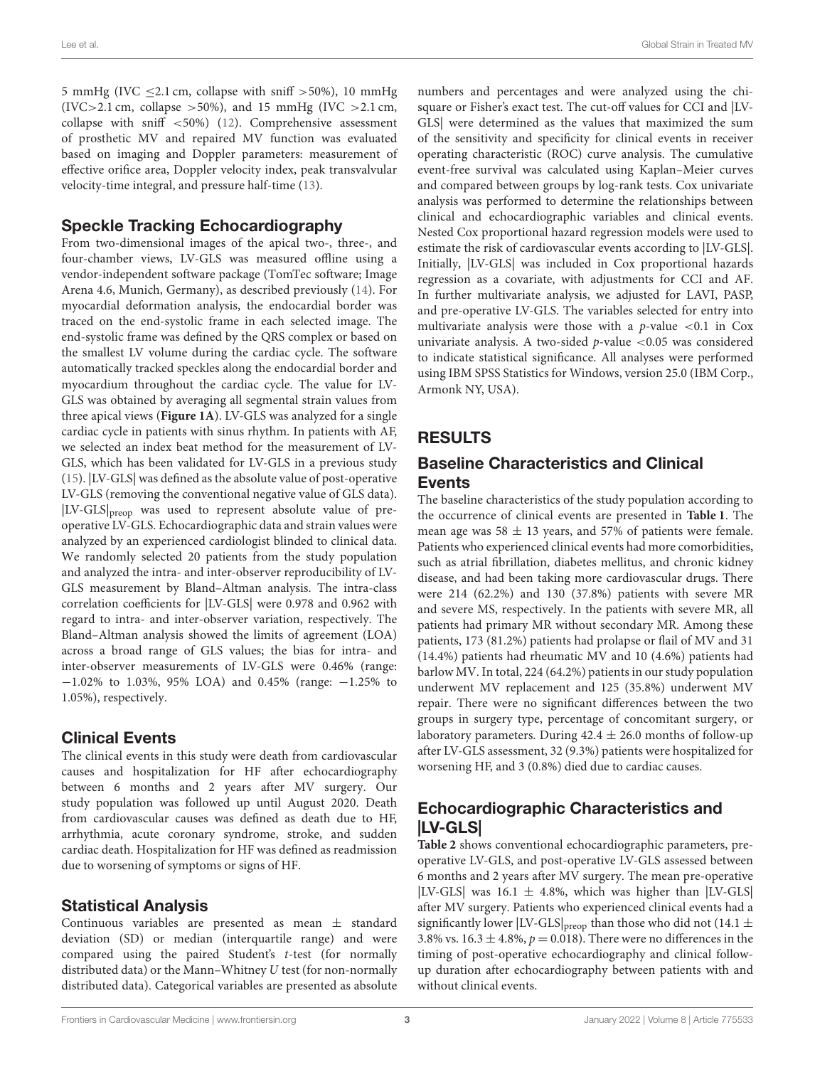5 mmHg (IVC ≤2.1 cm, collapse with sniff >50%), 10 mmHg (IVC>2.1 cm, collapse >50%), and 15 mmHg (IVC >2.1 cm, collapse with sniff <50%) (12). Comprehensive assessment of prosthetic MV and repaired MV function was evaluated based on imaging and Doppler parameters: measurement of effective orifice area, Doppler velocity index, peak transvalvular velocity-time integral, and pressure half-time (13).

## Speckle Tracking Echocardiography

From two-dimensional images of the apical two-, three-, and four-chamber views, LV-GLS was measured offline using a vendor-independent software package (TomTec software; Image Arena 4.6, Munich, Germany), as described previously (14). For myocardial deformation analysis, the endocardial border was traced on the end-systolic frame in each selected image. The end-systolic frame was defined by the QRS complex or based on the smallest LV volume during the cardiac cycle. The software automatically tracked speckles along the endocardial border and myocardium throughout the cardiac cycle. The value for LV-GLS was obtained by averaging all segmental strain values from three apical views (**Figure 1A**). LV-GLS was analyzed for a single cardiac cycle in patients with sinus rhythm. In patients with AF, we selected an index beat method for the measurement of LV-GLS, which has been validated for LV-GLS in a previous study (15). |LV-GLS| was defined as the absolute value of post-operative LV-GLS (removing the conventional negative value of GLS data). $|\text{LV-GLS}|_{\text{preop}}$ was used to represent absolute value of pre-operative LV-GLS. Echocardiographic data and strain values were analyzed by an experienced cardiologist blinded to clinical data. We randomly selected 20 patients from the study population and analyzed the intra- and inter-observer reproducibility of LV-GLS measurement by Bland–Altman analysis. The intra-class correlation coefficients for |LV-GLS| were 0.978 and 0.962 with regard to intra- and inter-observer variation, respectively. The Bland–Altman analysis showed the limits of agreement (LOA) across a broad range of GLS values; the bias for intra- and inter-observer measurements of LV-GLS were 0.46% (range: −1.02% to 1.03%, 95% LOA) and 0.45% (range: −1.25% to 1.05%), respectively.

## Clinical Events

The clinical events in this study were death from cardiovascular causes and hospitalization for HF after echocardiography between 6 months and 2 years after MV surgery. Our study population was followed up until August 2020. Death from cardiovascular causes was defined as death due to HF, arrhythmia, acute coronary syndrome, stroke, and sudden cardiac death. Hospitalization for HF was defined as readmission due to worsening of symptoms or signs of HF.

## Statistical Analysis

Continuous variables are presented as mean ± standard deviation (SD) or median (interquartile range) and were compared using the paired Student's *t*-test (for normally distributed data) or the Mann–Whitney *U* test (for non-normally distributed data). Categorical variables are presented as absolute numbers and percentages and were analyzed using the chi-square or Fisher's exact test. The cut-off values for CCI and |LV-GLS| were determined as the values that maximized the sum of the sensitivity and specificity for clinical events in receiver operating characteristic (ROC) curve analysis. The cumulative event-free survival was calculated using Kaplan–Meier curves and compared between groups by log-rank tests. Cox univariate analysis was performed to determine the relationships between clinical and echocardiographic variables and clinical events. Nested Cox proportional hazard regression models were used to estimate the risk of cardiovascular events according to |LV-GLS|. Initially, |LV-GLS| was included in Cox proportional hazards regression as a covariate, with adjustments for CCI and AF. In further multivariate analysis, we adjusted for LAVI, PASP, and pre-operative LV-GLS. The variables selected for entry into multivariate analysis were those with a $p$-value $<0.1$ in Cox univariate analysis. A two-sided $p$-value $<0.05$ was considered to indicate statistical significance. All analyses were performed using IBM SPSS Statistics for Windows, version 25.0 (IBM Corp., Armonk NY, USA).

# RESULTS

## Baseline Characteristics and Clinical Events

The baseline characteristics of the study population according to the occurrence of clinical events are presented in **Table 1**. The mean age was 58 ± 13 years, and 57% of patients were female. Patients who experienced clinical events had more comorbidities, such as atrial fibrillation, diabetes mellitus, and chronic kidney disease, and had been taking more cardiovascular drugs. There were 214 (62.2%) and 130 (37.8%) patients with severe MR and severe MS, respectively. In the patients with severe MR, all patients had primary MR without secondary MR. Among these patients, 173 (81.2%) patients had prolapse or flail of MV and 31 (14.4%) patients had rheumatic MV and 10 (4.6%) patients had barlow MV. In total, 224 (64.2%) patients in our study population underwent MV replacement and 125 (35.8%) underwent MV repair. There were no significant differences between the two groups in surgery type, percentage of concomitant surgery, or laboratory parameters. During 42.4 ± 26.0 months of follow-up after LV-GLS assessment, 32 (9.3%) patients were hospitalized for worsening HF, and 3 (0.8%) died due to cardiac causes.

## Echocardiographic Characteristics and |LV-GLS|

**Table 2** shows conventional echocardiographic parameters, pre-operative LV-GLS, and post-operative LV-GLS assessed between 6 months and 2 years after MV surgery. The mean pre-operative |LV-GLS| was 16.1 ± 4.8%, which was higher than |LV-GLS| after MV surgery. Patients who experienced clinical events had a significantly lower $|\text{LV-GLS}|_{\text{preop}}$ than those who did not (14.1 ± 3.8% vs. 16.3 ± 4.8%, $p = 0.018$). There were no differences in the timing of post-operative echocardiography and clinical follow-up duration after echocardiography between patients with and without clinical events.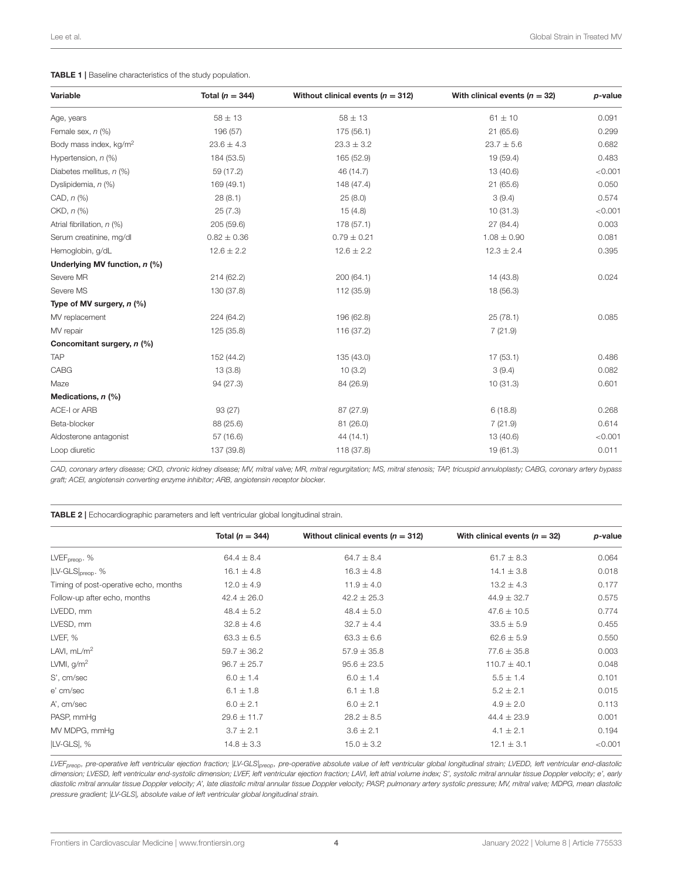**TABLE 1 |** Baseline characteristics of the study population.

| Variable | Total ($n = 344$) | Without clinical events ($n = 312$) | With clinical events ($n = 32$) | *p*-value |
|---|---|---|---|---|
| Age, years | 58 ± 13 | 58 ± 13 | 61 ± 10 | 0.091 |
| Female sex, *n* (%) | 196 (57) | 175 (56.1) | 21 (65.6) | 0.299 |
| Body mass index, kg/m$^2$ | 23.6 ± 4.3 | 23.3 ± 3.2 | 23.7 ± 5.6 | 0.682 |
| Hypertension, *n* (%) | 184 (53.5) | 165 (52.9) | 19 (59.4) | 0.483 |
| Diabetes mellitus, *n* (%) | 59 (17.2) | 46 (14.7) | 13 (40.6) | <0.001 |
| Dyslipidemia, *n* (%) | 169 (49.1) | 148 (47.4) | 21 (65.6) | 0.050 |
| CAD, *n* (%) | 28 (8.1) | 25 (8.0) | 3 (9.4) | 0.574 |
| CKD, *n* (%) | 25 (7.3) | 15 (4.8) | 10 (31.3) | <0.001 |
| Atrial fibrillation, *n* (%) | 205 (59.6) | 178 (57.1) | 27 (84.4) | 0.003 |
| Serum creatinine, mg/dl | 0.82 ± 0.36 | 0.79 ± 0.21 | 1.08 ± 0.90 | 0.081 |
| Hemoglobin, g/dL | 12.6 ± 2.2 | 12.6 ± 2.2 | 12.3 ± 2.4 | 0.395 |
| **Underlying MV function, *n* (%)** | | | | |
| Severe MR | 214 (62.2) | 200 (64.1) | 14 (43.8) | 0.024 |
| Severe MS | 130 (37.8) | 112 (35.9) | 18 (56.3) | |
| **Type of MV surgery, *n* (%)** | | | | |
| MV replacement | 224 (64.2) | 196 (62.8) | 25 (78.1) | 0.085 |
| MV repair | 125 (35.8) | 116 (37.2) | 7 (21.9) | |
| **Concomitant surgery, *n* (%)** | | | | |
| TAP | 152 (44.2) | 135 (43.0) | 17 (53.1) | 0.486 |
| CABG | 13 (3.8) | 10 (3.2) | 3 (9.4) | 0.082 |
| Maze | 94 (27.3) | 84 (26.9) | 10 (31.3) | 0.601 |
| **Medications, *n* (%)** | | | | |
| ACE-I or ARB | 93 (27) | 87 (27.9) | 6 (18.8) | 0.268 |
| Beta-blocker | 88 (25.6) | 81 (26.0) | 7 (21.9) | 0.614 |
| Aldosterone antagonist | 57 (16.6) | 44 (14.1) | 13 (40.6) | <0.001 |
| Loop diuretic | 137 (39.8) | 118 (37.8) | 19 (61.3) | 0.011 |

*CAD, coronary artery disease; CKD, chronic kidney disease; MV, mitral valve; MR, mitral regurgitation; MS, mitral stenosis; TAP, tricuspid annuloplasty; CABG, coronary artery bypass graft; ACEI, angiotensin converting enzyme inhibitor; ARB, angiotensin receptor blocker.*

**TABLE 2 |** Echocardiographic parameters and left ventricular global longitudinal strain.

| | Total ($n = 344$) | Without clinical events ($n = 312$) | With clinical events ($n = 32$) | *p*-value |
|---|---|---|---|---|
| $LVEF_{preop}$, % | 64.4 ± 8.4 | 64.7 ± 8.4 | 61.7 ± 8.3 | 0.064 |
| $\lvert LV\text{-}GLS \rvert_{preop}$, % | 16.1 ± 4.8 | 16.3 ± 4.8 | 14.1 ± 3.8 | 0.018 |
| Timing of post-operative echo, months | 12.0 ± 4.9 | 11.9 ± 4.0 | 13.2 ± 4.3 | 0.177 |
| Follow-up after echo, months | 42.4 ± 26.0 | 42.2 ± 25.3 | 44.9 ± 32.7 | 0.575 |
| LVEDD, mm | 48.4 ± 5.2 | 48.4 ± 5.0 | 47.6 ± 10.5 | 0.774 |
| LVESD, mm | 32.8 ± 4.6 | 32.7 ± 4.4 | 33.5 ± 5.9 | 0.455 |
| LVEF, % | 63.3 ± 6.5 | 63.3 ± 6.6 | 62.6 ± 5.9 | 0.550 |
| LAVI, mL/m$^2$ | 59.7 ± 36.2 | 57.9 ± 35.8 | 77.6 ± 35.8 | 0.003 |
| LVMI, g/m$^2$ | 96.7 ± 25.7 | 95.6 ± 23.5 | 110.7 ± 40.1 | 0.048 |
| S', cm/sec | 6.0 ± 1.4 | 6.0 ± 1.4 | 5.5 ± 1.4 | 0.101 |
| e' cm/sec | 6.1 ± 1.8 | 6.1 ± 1.8 | 5.2 ± 2.1 | 0.015 |
| A', cm/sec | 6.0 ± 2.1 | 6.0 ± 2.1 | 4.9 ± 2.0 | 0.113 |
| PASP, mmHg | 29.6 ± 11.7 | 28.2 ± 8.5 | 44.4 ± 23.9 | 0.001 |
| MV MDPG, mmHg | 3.7 ± 2.1 | 3.6 ± 2.1 | 4.1 ± 2.1 | 0.194 |
| $\lvert LV\text{-}GLS \rvert$, % | 14.8 ± 3.3 | 15.0 ± 3.2 | 12.1 ± 3.1 | <0.001 |

*$LVEF_{preop}$, pre-operative left ventricular ejection fraction; $\lvert LV\text{-}GLS \rvert_{preop}$, pre-operative absolute value of left ventricular global longitudinal strain; LVEDD, left ventricular end-diastolic dimension; LVESD, left ventricular end-systolic dimension; LVEF, left ventricular ejection fraction; LAVI, left atrial volume index; S', systolic mitral annular tissue Doppler velocity; e', early diastolic mitral annular tissue Doppler velocity; A', late diastolic mitral annular tissue Doppler velocity; PASP, pulmonary artery systolic pressure; MV, mitral valve; MDPG, mean diastolic pressure gradient; $\lvert LV\text{-}GLS \rvert$, absolute value of left ventricular global longitudinal strain.*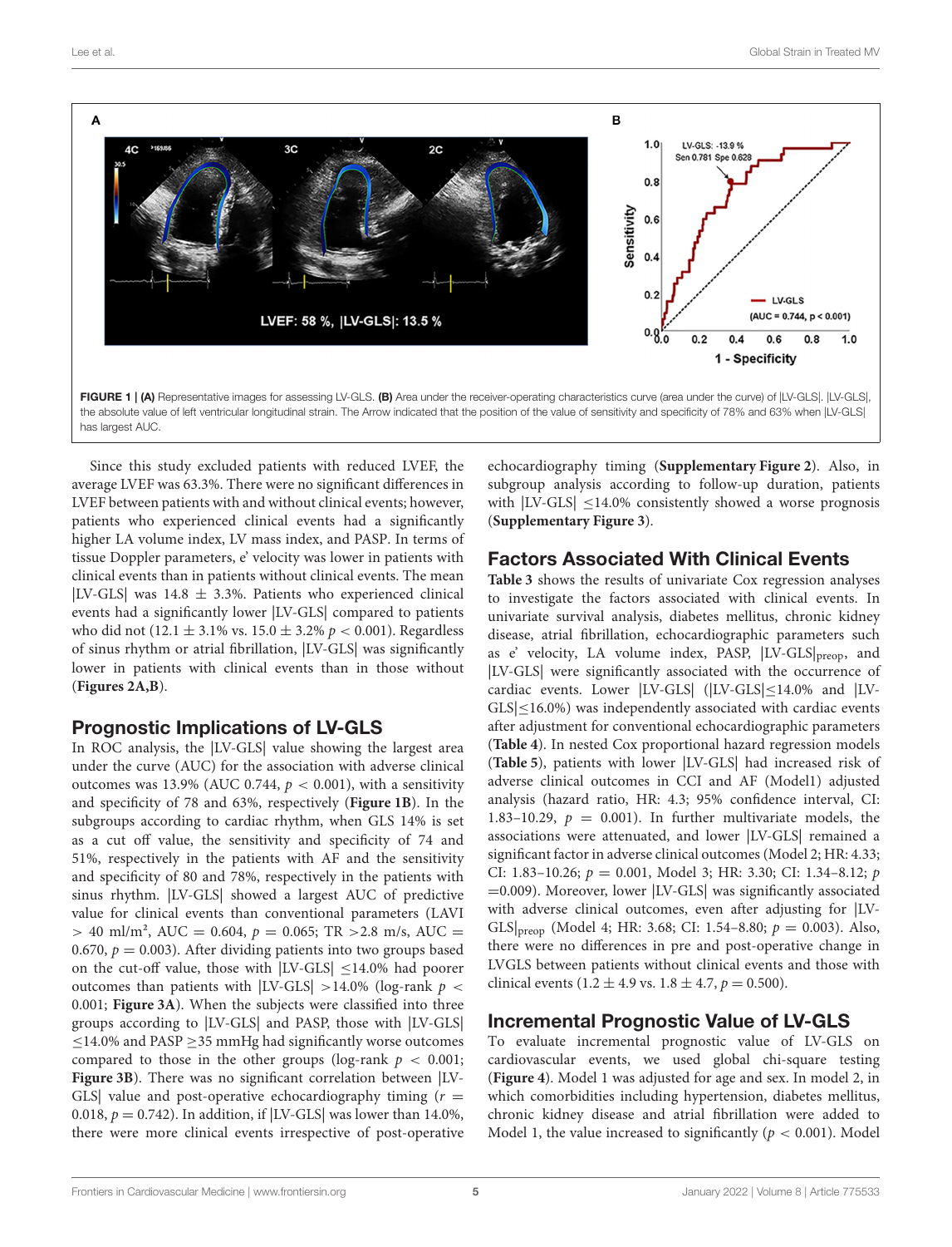FIGURE 1 | **(A)** Representative images for assessing LV-GLS. **(B)** Area under the receiver-operating characteristics curve (area under the curve) of |LV-GLS|. |LV-GLS|, the absolute value of left ventricular longitudinal strain. The Arrow indicated that the position of the value of sensitivity and specificity of 78% and 63% when |LV-GLS| has largest AUC.

Since this study excluded patients with reduced LVEF, the average LVEF was 63.3%. There were no significant differences in LVEF between patients with and without clinical events; however, patients who experienced clinical events had a significantly higher LA volume index, LV mass index, and PASP. In terms of tissue Doppler parameters, e' velocity was lower in patients with clinical events than in patients without clinical events. The mean |LV-GLS| was 14.8 ± 3.3%. Patients who experienced clinical events had a significantly lower |LV-GLS| compared to patients who did not (12.1 ± 3.1% vs. 15.0 ± 3.2% $p < 0.001$). Regardless of sinus rhythm or atrial fibrillation, |LV-GLS| was significantly lower in patients with clinical events than in those without (**Figures 2A,B**).

## Prognostic Implications of LV-GLS

In ROC analysis, the |LV-GLS| value showing the largest area under the curve (AUC) for the association with adverse clinical outcomes was 13.9% (AUC 0.744, $p < 0.001$), with a sensitivity and specificity of 78 and 63%, respectively (**Figure 1B**). In the subgroups according to cardiac rhythm, when GLS 14% is set as a cut off value, the sensitivity and specificity of 74 and 51%, respectively in the patients with AF and the sensitivity and specificity of 80 and 78%, respectively in the patients with sinus rhythm. |LV-GLS| showed a largest AUC of predictive value for clinical events than conventional parameters (LAVI > 40 ml/m², AUC = 0.604, $p = 0.065$; TR >2.8 m/s, AUC = 0.670, $p = 0.003$). After dividing patients into two groups based on the cut-off value, those with |LV-GLS| ≤14.0% had poorer outcomes than patients with |LV-GLS| >14.0% (log-rank $p < 0.001$; **Figure 3A**). When the subjects were classified into three groups according to |LV-GLS| and PASP, those with |LV-GLS| ≤14.0% and PASP ≥35 mmHg had significantly worse outcomes compared to those in the other groups (log-rank $p < 0.001$; **Figure 3B**). There was no significant correlation between |LV-GLS| value and post-operative echocardiography timing ($r = 0.018$, $p = 0.742$). In addition, if |LV-GLS| was lower than 14.0%, there were more clinical events irrespective of post-operative echocardiography timing (**Supplementary Figure 2**). Also, in subgroup analysis according to follow-up duration, patients with |LV-GLS| ≤14.0% consistently showed a worse prognosis (**Supplementary Figure 3**).

## Factors Associated With Clinical Events

**Table 3** shows the results of univariate Cox regression analyses to investigate the factors associated with clinical events. In univariate survival analysis, diabetes mellitus, chronic kidney disease, atrial fibrillation, echocardiographic parameters such as e' velocity, LA volume index, PASP, $|\text{LV-GLS}|_{\text{preop}}$, and |LV-GLS| were significantly associated with the occurrence of cardiac events. Lower |LV-GLS| (|LV-GLS|≤14.0% and |LV-GLS|≤16.0%) was independently associated with cardiac events after adjustment for conventional echocardiographic parameters (**Table 4**). In nested Cox proportional hazard regression models (**Table 5**), patients with lower |LV-GLS| had increased risk of adverse clinical outcomes in CCI and AF (Model1) adjusted analysis (hazard ratio, HR: 4.3; 95% confidence interval, CI: 1.83–10.29, $p = 0.001$). In further multivariate models, the associations were attenuated, and lower |LV-GLS| remained a significant factor in adverse clinical outcomes (Model 2; HR: 4.33; CI: 1.83–10.26; $p = 0.001$, Model 3; HR: 3.30; CI: 1.34–8.12; $p = 0.009$). Moreover, lower |LV-GLS| was significantly associated with adverse clinical outcomes, even after adjusting for $|\text{LV-GLS}|_{\text{preop}}$ (Model 4; HR: 3.68; CI: 1.54–8.80; $p = 0.003$). Also, there were no differences in pre and post-operative change in LVGLS between patients without clinical events and those with clinical events (1.2 ± 4.9 vs. 1.8 ± 4.7, $p = 0.500$).

## Incremental Prognostic Value of LV-GLS

To evaluate incremental prognostic value of LV-GLS on cardiovascular events, we used global chi-square testing (**Figure 4**). Model 1 was adjusted for age and sex. In model 2, in which comorbidities including hypertension, diabetes mellitus, chronic kidney disease and atrial fibrillation were added to Model 1, the value increased to significantly ($p < 0.001$). Model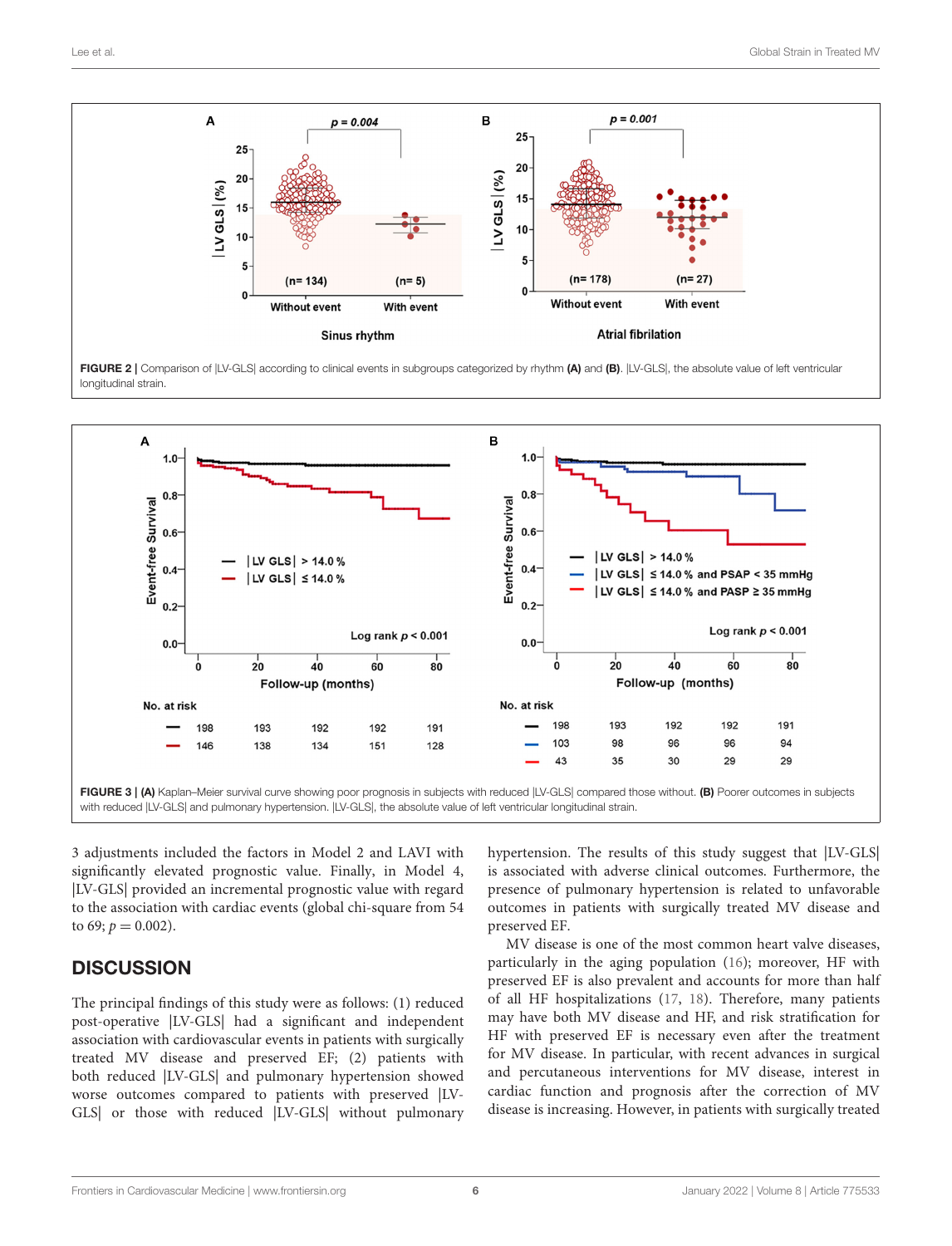FIGURE 2 | Comparison of |LV-GLS| according to clinical events in subgroups categorized by rhythm **(A)** and **(B)**. |LV-GLS|, the absolute value of left ventricular longitudinal strain.

FIGURE 3 | **(A)** Kaplan–Meier survival curve showing poor prognosis in subjects with reduced |LV-GLS| compared those without. **(B)** Poorer outcomes in subjects with reduced |LV-GLS| and pulmonary hypertension. |LV-GLS|, the absolute value of left ventricular longitudinal strain.

3 adjustments included the factors in Model 2 and LAVI with significantly elevated prognostic value. Finally, in Model 4, |LV-GLS| provided an incremental prognostic value with regard to the association with cardiac events (global chi-square from 54 to 69; $p = 0.002$).

## DISCUSSION

The principal findings of this study were as follows: (1) reduced post-operative |LV-GLS| had a significant and independent association with cardiovascular events in patients with surgically treated MV disease and preserved EF; (2) patients with both reduced |LV-GLS| and pulmonary hypertension showed worse outcomes compared to patients with preserved |LV-GLS| or those with reduced |LV-GLS| without pulmonary hypertension. The results of this study suggest that |LV-GLS| is associated with adverse clinical outcomes. Furthermore, the presence of pulmonary hypertension is related to unfavorable outcomes in patients with surgically treated MV disease and preserved EF.

MV disease is one of the most common heart valve diseases, particularly in the aging population (16); moreover, HF with preserved EF is also prevalent and accounts for more than half of all HF hospitalizations (17, 18). Therefore, many patients may have both MV disease and HF, and risk stratification for HF with preserved EF is necessary even after the treatment for MV disease. In particular, with recent advances in surgical and percutaneous interventions for MV disease, interest in cardiac function and prognosis after the correction of MV disease is increasing. However, in patients with surgically treated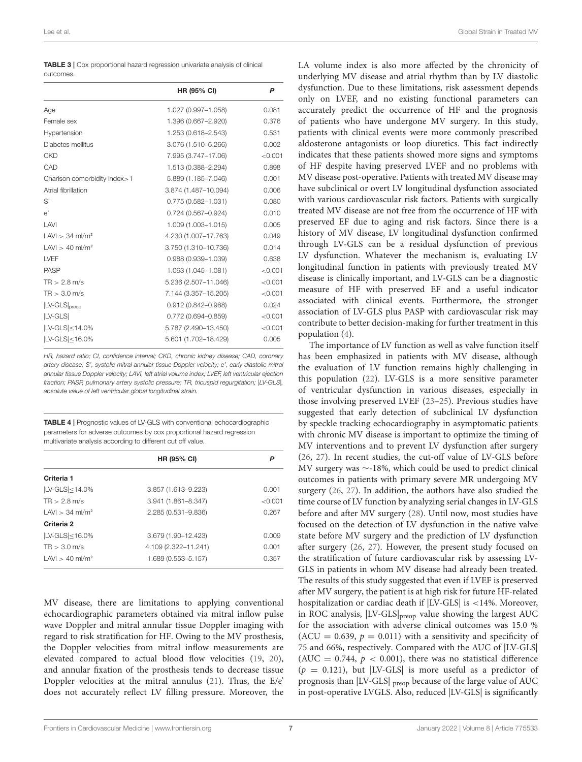**TABLE 3 |** Cox proportional hazard regression univariate analysis of clinical outcomes.

| | HR (95% CI) | P |
|---|---|---|
| Age | 1.027 (0.997–1.058) | 0.081 |
| Female sex | 1.396 (0.667–2.920) | 0.376 |
| Hypertension | 1.253 (0.618–2.543) | 0.531 |
| Diabetes mellitus | 3.076 (1.510–6.266) | 0.002 |
| CKD | 7.995 (3.747–17.06) | <0.001 |
| CAD | 1.513 (0.388–2.294) | 0.898 |
| Charlson comorbidity index>1 | 5.889 (1.185–7.046) | 0.001 |
| Atrial fibrillation | 3.874 (1.487–10.094) | 0.006 |
| S' | 0.775 (0.582–1.031) | 0.080 |
| e' | 0.724 (0.567–0.924) | 0.010 |
| LAVI | 1.009 (1.003–1.015) | 0.005 |
| LAVI > 34 ml/m² | 4.230 (1.007–17.763) | 0.049 |
| LAVI > 40 ml/m² | 3.750 (1.310–10.736) | 0.014 |
| LVEF | 0.988 (0.939–1.039) | 0.638 |
| PASP | 1.063 (1.045–1.081) | <0.001 |
| TR > 2.8 m/s | 5.236 (2.507–11.046) | <0.001 |
| TR > 3.0 m/s | 7.144 (3.357–15.205) | <0.001 |
| $\|LV\text{-}GLS\|_{preop}$ | 0.912 (0.842–0.988) | 0.024 |
| \|LV-GLS\| | 0.772 (0.694–0.859) | <0.001 |
| \|LV-GLS\|≤14.0% | 5.787 (2.490–13.450) | <0.001 |
| \|LV-GLS\|≤16.0% | 5.601 (1.702–18.429) | 0.005 |

*HR, hazard ratio; CI, confidence interval; CKD, chronic kidney disease; CAD, coronary artery disease; S', systolic mitral annular tissue Doppler velocity; e', early diastolic mitral annular tissue Doppler velocity; LAVI, left atrial volume index; LVEF, left ventricular ejection fraction; PASP, pulmonary artery systolic pressure; TR, tricuspid regurgitation; |LV-GLS|, absolute value of left ventricular global longitudinal strain.*

**TABLE 4 |** Prognostic values of LV-GLS with conventional echocardiographic parameters for adverse outcomes by cox proportional hazard regression multivariate analysis according to different cut off value.

| | HR (95% CI) | P |
|---|---|---|
| **Criteria 1** | | |
| \|LV-GLS\|≤14.0% | 3.857 (1.613–9.223) | 0.001 |
| TR > 2.8 m/s | 3.941 (1.861–8.347) | <0.001 |
| LAVI > 34 ml/m² | 2.285 (0.531–9.836) | 0.267 |
| **Criteria 2** | | |
| \|LV-GLS\|≤16.0% | 3.679 (1.90–12.423) | 0.009 |
| TR > 3.0 m/s | 4.109 (2.322–11.241) | 0.001 |
| LAVI > 40 ml/m² | 1.689 (0.553–5.157) | 0.357 |

MV disease, there are limitations to applying conventional echocardiographic parameters obtained via mitral inflow pulse wave Doppler and mitral annular tissue Doppler imaging with regard to risk stratification for HF. Owing to the MV prosthesis, the Doppler velocities from mitral inflow measurements are elevated compared to actual blood flow velocities (19, 20), and annular fixation of the prosthesis tends to decrease tissue Doppler velocities at the mitral annulus (21). Thus, the E/e' does not accurately reflect LV filling pressure. Moreover, the LA volume index is also more affected by the chronicity of underlying MV disease and atrial rhythm than by LV diastolic dysfunction. Due to these limitations, risk assessment depends only on LVEF, and no existing functional parameters can accurately predict the occurrence of HF and the prognosis of patients who have undergone MV surgery. In this study, patients with clinical events were more commonly prescribed aldosterone antagonists or loop diuretics. This fact indirectly indicates that these patients showed more signs and symptoms of HF despite having preserved LVEF and no problems with MV disease post-operative. Patients with treated MV disease may have subclinical or overt LV longitudinal dysfunction associated with various cardiovascular risk factors. Patients with surgically treated MV disease are not free from the occurrence of HF with preserved EF due to aging and risk factors. Since there is a history of MV disease, LV longitudinal dysfunction confirmed through LV-GLS can be a residual dysfunction of previous LV dysfunction. Whatever the mechanism is, evaluating LV longitudinal function in patients with previously treated MV disease is clinically important, and LV-GLS can be a diagnostic measure of HF with preserved EF and a useful indicator associated with clinical events. Furthermore, the stronger association of LV-GLS plus PASP with cardiovascular risk may contribute to better decision-making for further treatment in this population (4).

The importance of LV function as well as valve function itself has been emphasized in patients with MV disease, although the evaluation of LV function remains highly challenging in this population (22). LV-GLS is a more sensitive parameter of ventricular dysfunction in various diseases, especially in those involving preserved LVEF (23–25). Previous studies have suggested that early detection of subclinical LV dysfunction by speckle tracking echocardiography in asymptomatic patients with chronic MV disease is important to optimize the timing of MV interventions and to prevent LV dysfunction after surgery (26, 27). In recent studies, the cut-off value of LV-GLS before MV surgery was ∼-18%, which could be used to predict clinical outcomes in patients with primary severe MR undergoing MV surgery (26, 27). In addition, the authors have also studied the time course of LV function by analyzing serial changes in LV-GLS before and after MV surgery (28). Until now, most studies have focused on the detection of LV dysfunction in the native valve state before MV surgery and the prediction of LV dysfunction after surgery (26, 27). However, the present study focused on the stratification of future cardiovascular risk by assessing LV-GLS in patients in whom MV disease had already been treated. The results of this study suggested that even if LVEF is preserved after MV surgery, the patient is at high risk for future HF-related hospitalization or cardiac death if |LV-GLS| is <14%. Moreover, in ROC analysis, $|LV\text{-}GLS|_{preop}$ value showing the largest AUC for the association with adverse clinical outcomes was 15.0 % (ACU = 0.639, $p = 0.011$) with a sensitivity and specificity of 75 and 66%, respectively. Compared with the AUC of |LV-GLS| (AUC = 0.744, $p < 0.001$), there was no statistical difference ($p = 0.121$), but |LV-GLS| is more useful as a predictor of prognosis than $|LV\text{-}GLS|_{preop}$ because of the large value of AUC in post-operative LVGLS. Also, reduced |LV-GLS| is significantly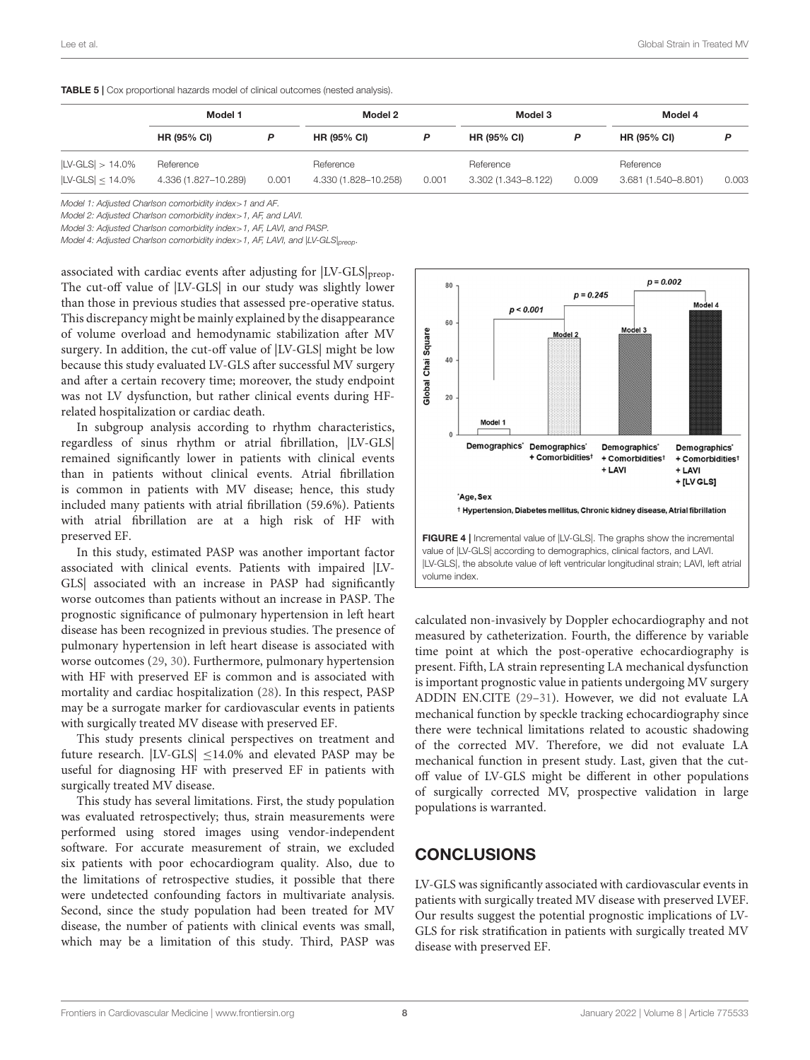**TABLE 5** | Cox proportional hazards model of clinical outcomes (nested analysis).

| | Model 1 | | Model 2 | | Model 3 | | Model 4 | |
|---|---|---|---|---|---|---|---|---|
| | HR (95% CI) | P | HR (95% CI) | P | HR (95% CI) | P | HR (95% CI) | P |
| \|LV-GLS\| > 14.0% | Reference | | Reference | | Reference | | Reference | |
| \|LV-GLS\| ≤ 14.0% | 4.336 (1.827–10.289) | 0.001 | 4.330 (1.828–10.258) | 0.001 | 3.302 (1.343–8.122) | 0.009 | 3.681 (1.540–8.801) | 0.003 |

*Model 1: Adjusted Charlson comorbidity index>1 and AF.*
*Model 2: Adjusted Charlson comorbidity index>1, AF, and LAVI.*
*Model 3: Adjusted Charlson comorbidity index>1, AF, LAVI, and PASP.*
*Model 4: Adjusted Charlson comorbidity index>1, AF, LAVI, and $|LV\text{-}GLS|_{preop}$.*

associated with cardiac events after adjusting for $|LV\text{-}GLS|_{preop}$. The cut-off value of |LV-GLS| in our study was slightly lower than those in previous studies that assessed pre-operative status. This discrepancy might be mainly explained by the disappearance of volume overload and hemodynamic stabilization after MV surgery. In addition, the cut-off value of |LV-GLS| might be low because this study evaluated LV-GLS after successful MV surgery and after a certain recovery time; moreover, the study endpoint was not LV dysfunction, but rather clinical events during HF-related hospitalization or cardiac death.

In subgroup analysis according to rhythm characteristics, regardless of sinus rhythm or atrial fibrillation, |LV-GLS| remained significantly lower in patients with clinical events than in patients without clinical events. Atrial fibrillation is common in patients with MV disease; hence, this study included many patients with atrial fibrillation (59.6%). Patients with atrial fibrillation are at a high risk of HF with preserved EF.

In this study, estimated PASP was another important factor associated with clinical events. Patients with impaired |LV-GLS| associated with an increase in PASP had significantly worse outcomes than patients without an increase in PASP. The prognostic significance of pulmonary hypertension in left heart disease has been recognized in previous studies. The presence of pulmonary hypertension in left heart disease is associated with worse outcomes (29, 30). Furthermore, pulmonary hypertension with HF with preserved EF is common and is associated with mortality and cardiac hospitalization (28). In this respect, PASP may be a surrogate marker for cardiovascular events in patients with surgically treated MV disease with preserved EF.

This study presents clinical perspectives on treatment and future research. |LV-GLS| ≤14.0% and elevated PASP may be useful for diagnosing HF with preserved EF in patients with surgically treated MV disease.

This study has several limitations. First, the study population was evaluated retrospectively; thus, strain measurements were performed using stored images using vendor-independent software. For accurate measurement of strain, we excluded six patients with poor echocardiogram quality. Also, due to the limitations of retrospective studies, it possible that there were undetected confounding factors in multivariate analysis. Second, since the study population had been treated for MV disease, the number of patients with clinical events was small, which may be a limitation of this study. Third, PASP was calculated non-invasively by Doppler echocardiography and not measured by catheterization. Fourth, the difference by variable time point at which the post-operative echocardiography is present. Fifth, LA strain representing LA mechanical dysfunction is important prognostic value in patients undergoing MV surgery ADDIN EN.CITE (29–31). However, we did not evaluate LA mechanical function by speckle tracking echocardiography since there were technical limitations related to acoustic shadowing of the corrected MV. Therefore, we did not evaluate LA mechanical function in present study. Last, given that the cut-off value of LV-GLS might be different in other populations of surgically corrected MV, prospective validation in large populations is warranted.

**FIGURE 4** | Incremental value of |LV-GLS|. The graphs show the incremental value of |LV-GLS| according to demographics, clinical factors, and LAVI. |LV-GLS|, the absolute value of left ventricular longitudinal strain; LAVI, left atrial volume index.

## CONCLUSIONS

LV-GLS was significantly associated with cardiovascular events in patients with surgically treated MV disease with preserved LVEF. Our results suggest the potential prognostic implications of LV-GLS for risk stratification in patients with surgically treated MV disease with preserved EF.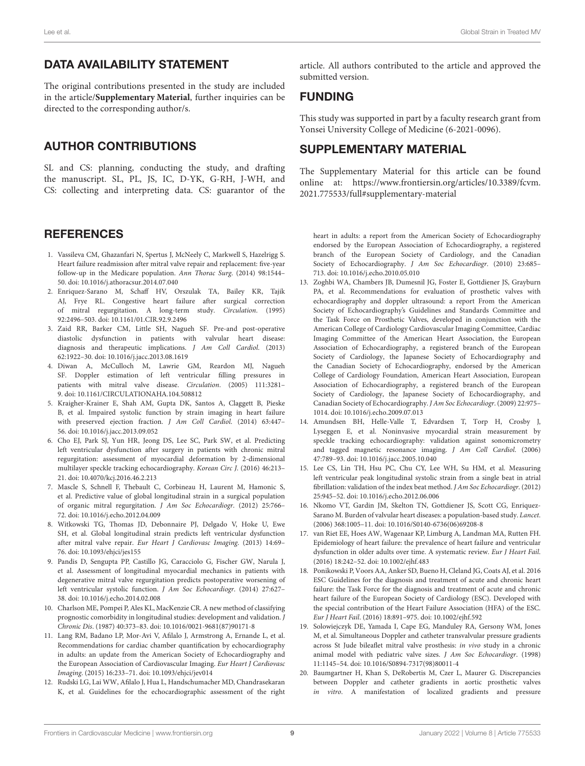## DATA AVAILABILITY STATEMENT

The original contributions presented in the study are included in the article/**Supplementary Material**, further inquiries can be directed to the corresponding author/s.

## AUTHOR CONTRIBUTIONS

SL and CS: planning, conducting the study, and drafting the manuscript. SL, PL, JS, IC, D-YK, G-RH, J-WH, and CS: collecting and interpreting data. CS: guarantor of the article. All authors contributed to the article and approved the submitted version.

## FUNDING

This study was supported in part by a faculty research grant from Yonsei University College of Medicine (6-2021-0096).

## SUPPLEMENTARY MATERIAL

The Supplementary Material for this article can be found online at: https://www.frontiersin.org/articles/10.3389/fcvm.2021.775533/full#supplementary-material

## REFERENCES

1. Vassileva CM, Ghazanfari N, Spertus J, McNeely C, Markwell S, Hazelrigg S. Heart failure readmission after mitral valve repair and replacement: five-year follow-up in the Medicare population. *Ann Thorac Surg*. (2014) 98:1544–50. doi: 10.1016/j.athoracsur.2014.07.040
2. Enriquez-Sarano M, Schaff HV, Orszulak TA, Bailey KR, Tajik AJ, Frye RL. Congestive heart failure after surgical correction of mitral regurgitation. A long-term study. *Circulation*. (1995) 92:2496–503. doi: 10.1161/01.CIR.92.9.2496
3. Zaid RR, Barker CM, Little SH, Nagueh SF. Pre-and post-operative diastolic dysfunction in patients with valvular heart disease: diagnosis and therapeutic implications. *J Am Coll Cardiol*. (2013) 62:1922–30. doi: 10.1016/j.jacc.2013.08.1619
4. Diwan A, McCulloch M, Lawrie GM, Reardon MJ, Nagueh SF. Doppler estimation of left ventricular filling pressures in patients with mitral valve disease. *Circulation*. (2005) 111:3281–9. doi: 10.1161/CIRCULATIONAHA.104.508812
5. Kraigher-Krainer E, Shah AM, Gupta DK, Santos A, Claggett B, Pieske B, et al. Impaired systolic function by strain imaging in heart failure with preserved ejection fraction. *J Am Coll Cardiol*. (2014) 63:447–56. doi: 10.1016/j.jacc.2013.09.052
6. Cho EJ, Park SJ, Yun HR, Jeong DS, Lee SC, Park SW, et al. Predicting left ventricular dysfunction after surgery in patients with chronic mitral regurgitation: assessment of myocardial deformation by 2-dimensional multilayer speckle tracking echocardiography. *Korean Circ J*. (2016) 46:213–21. doi: 10.4070/kcj.2016.46.2.213
7. Mascle S, Schnell F, Thebault C, Corbineau H, Laurent M, Hamonic S, et al. Predictive value of global longitudinal strain in a surgical population of organic mitral regurgitation. *J Am Soc Echocardiogr*. (2012) 25:766–72. doi: 10.1016/j.echo.2012.04.009
8. Witkowski TG, Thomas JD, Debonnaire PJ, Delgado V, Hoke U, Ewe SH, et al. Global longitudinal strain predicts left ventricular dysfunction after mitral valve repair. *Eur Heart J Cardiovasc Imaging*. (2013) 14:69–76. doi: 10.1093/ehjci/jes155
9. Pandis D, Sengupta PP, Castillo JG, Caracciolo G, Fischer GW, Narula J, et al. Assessment of longitudinal myocardial mechanics in patients with degenerative mitral valve regurgitation predicts postoperative worsening of left ventricular systolic function. *J Am Soc Echocardiogr*. (2014) 27:627–38. doi: 10.1016/j.echo.2014.02.008
10. Charlson ME, Pompei P, Ales KL, MacKenzie CR. A new method of classifying prognostic comorbidity in longitudinal studies: development and validation. *J Chronic Dis*. (1987) 40:373–83. doi: 10.1016/0021-9681(87)90171-8
11. Lang RM, Badano LP, Mor-Avi V, Afilalo J, Armstrong A, Ernande L, et al. Recommendations for cardiac chamber quantification by echocardiography in adults: an update from the American Society of Echocardiography and the European Association of Cardiovascular Imaging. *Eur Heart J Cardiovasc Imaging*. (2015) 16:233–71. doi: 10.1093/ehjci/jev014
12. Rudski LG, Lai WW, Afilalo J, Hua L, Handschumacher MD, Chandrasekaran K, et al. Guidelines for the echocardiographic assessment of the right heart in adults: a report from the American Society of Echocardiography endorsed by the European Association of Echocardiography, a registered branch of the European Society of Cardiology, and the Canadian Society of Echocardiography. *J Am Soc Echocardiogr*. (2010) 23:685–713. doi: 10.1016/j.echo.2010.05.010
13. Zoghbi WA, Chambers JB, Dumesnil JG, Foster E, Gottdiener JS, Grayburn PA, et al. Recommendations for evaluation of prosthetic valves with echocardiography and doppler ultrasound: a report From the American Society of Echocardiography's Guidelines and Standards Committee and the Task Force on Prosthetic Valves, developed in conjunction with the American College of Cardiology Cardiovascular Imaging Committee, Cardiac Imaging Committee of the American Heart Association, the European Association of Echocardiography, a registered branch of the European Society of Cardiology, the Japanese Society of Echocardiography and the Canadian Society of Echocardiography, endorsed by the American College of Cardiology Foundation, American Heart Association, European Association of Echocardiography, a registered branch of the European Society of Cardiology, the Japanese Society of Echocardiography, and Canadian Society of Echocardiography. *J Am Soc Echocardiogr*. (2009) 22:975–1014. doi: 10.1016/j.echo.2009.07.013
14. Amundsen BH, Helle-Valle T, Edvardsen T, Torp H, Crosby J, Lyseggen E, et al. Noninvasive myocardial strain measurement by speckle tracking echocardiography: validation against sonomicrometry and tagged magnetic resonance imaging. *J Am Coll Cardiol*. (2006) 47:789–93. doi: 10.1016/j.jacc.2005.10.040
15. Lee CS, Lin TH, Hsu PC, Chu CY, Lee WH, Su HM, et al. Measuring left ventricular peak longitudinal systolic strain from a single beat in atrial fibrillation: validation of the index beat method. *J Am Soc Echocardiogr*. (2012) 25:945–52. doi: 10.1016/j.echo.2012.06.006
16. Nkomo VT, Gardin JM, Skelton TN, Gottdiener JS, Scott CG, Enriquez-Sarano M. Burden of valvular heart diseases: a population-based study. *Lancet*. (2006) 368:1005–11. doi: 10.1016/S0140-6736(06)69208-8
17. van Riet EE, Hoes AW, Wagenaar KP, Limburg A, Landman MA, Rutten FH. Epidemiology of heart failure: the prevalence of heart failure and ventricular dysfunction in older adults over time. A systematic review. *Eur J Heart Fail*. (2016) 18:242–52. doi: 10.1002/ejhf.483
18. Ponikowski P, Voors AA, Anker SD, Bueno H, Cleland JG, Coats AJ, et al. 2016 ESC Guidelines for the diagnosis and treatment of acute and chronic heart failure: the Task Force for the diagnosis and treatment of acute and chronic heart failure of the European Society of Cardiology (ESC). Developed with the special contribution of the Heart Failure Association (HFA) of the ESC. *Eur J Heart Fail*. (2016) 18:891–975. doi: 10.1002/ejhf.592
19. Solowiejczyk DE, Yamada I, Cape EG, Manduley RA, Gersony WM, Jones M, et al. Simultaneous Doppler and catheter transvalvular pressure gradients across St Jude bileaflet mitral valve prosthesis: *in vivo* study in a chronic animal model with pediatric valve sizes. *J Am Soc Echocardiogr*. (1998) 11:1145–54. doi: 10.1016/S0894-7317(98)80011-4
20. Baumgartner H, Khan S, DeRobertis M, Czer L, Maurer G. Discrepancies between Doppler and catheter gradients in aortic prosthetic valves *in vitro*. A manifestation of localized gradients and pressure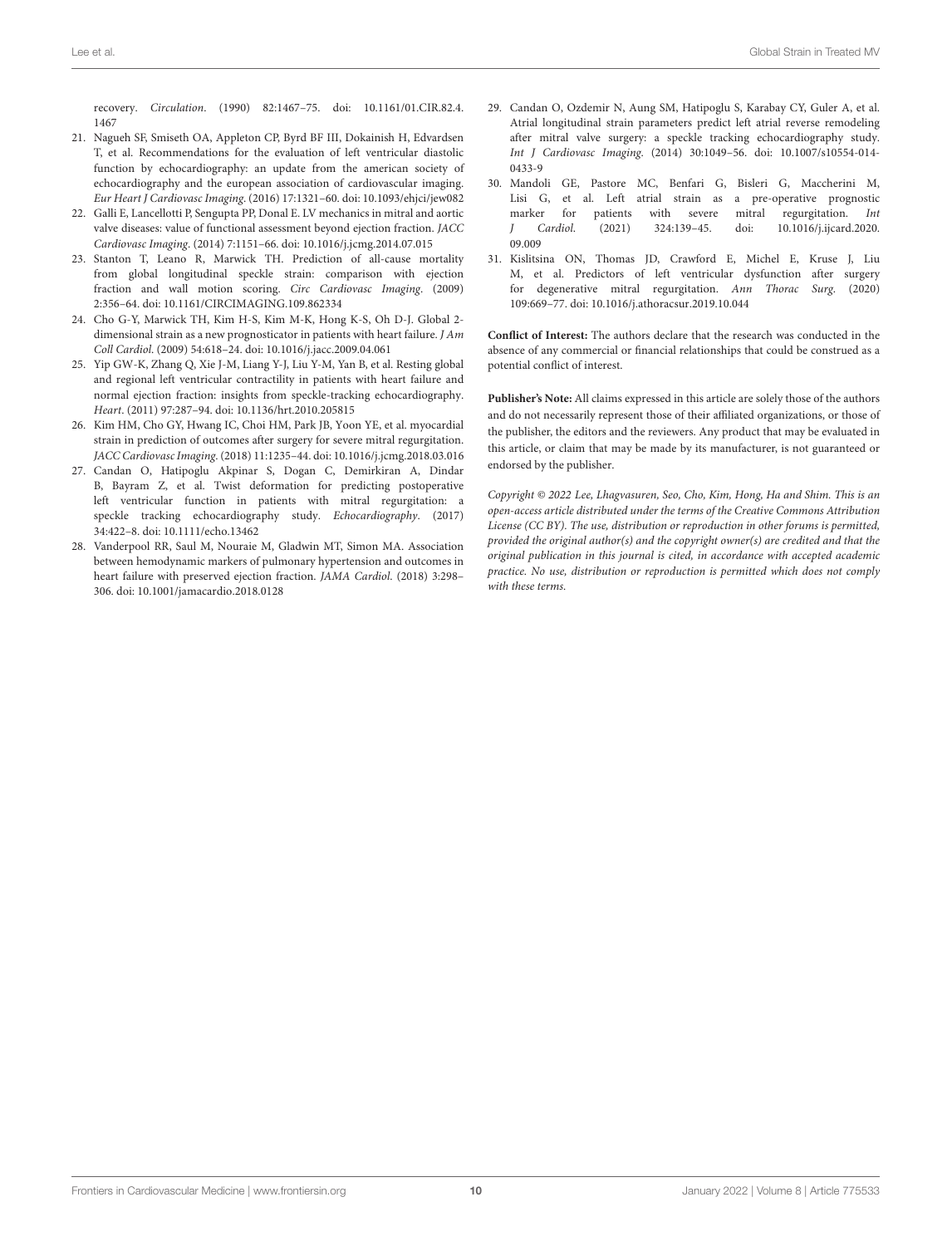recovery. *Circulation*. (1990) 82:1467–75. doi: 10.1161/01.CIR.82.4.1467

21. Nagueh SF, Smiseth OA, Appleton CP, Byrd BF III, Dokainish H, Edvardsen T, et al. Recommendations for the evaluation of left ventricular diastolic function by echocardiography: an update from the american society of echocardiography and the european association of cardiovascular imaging. *Eur Heart J Cardiovasc Imaging*. (2016) 17:1321–60. doi: 10.1093/ehjci/jew082
22. Galli E, Lancellotti P, Sengupta PP, Donal E. LV mechanics in mitral and aortic valve diseases: value of functional assessment beyond ejection fraction. *JACC Cardiovasc Imaging*. (2014) 7:1151–66. doi: 10.1016/j.jcmg.2014.07.015
23. Stanton T, Leano R, Marwick TH. Prediction of all-cause mortality from global longitudinal speckle strain: comparison with ejection fraction and wall motion scoring. *Circ Cardiovasc Imaging*. (2009) 2:356–64. doi: 10.1161/CIRCIMAGING.109.862334
24. Cho G-Y, Marwick TH, Kim H-S, Kim M-K, Hong K-S, Oh D-J. Global 2-dimensional strain as a new prognosticator in patients with heart failure. *J Am Coll Cardiol*. (2009) 54:618–24. doi: 10.1016/j.jacc.2009.04.061
25. Yip GW-K, Zhang Q, Xie J-M, Liang Y-J, Liu Y-M, Yan B, et al. Resting global and regional left ventricular contractility in patients with heart failure and normal ejection fraction: insights from speckle-tracking echocardiography. *Heart*. (2011) 97:287–94. doi: 10.1136/hrt.2010.205815
26. Kim HM, Cho GY, Hwang IC, Choi HM, Park JB, Yoon YE, et al. myocardial strain in prediction of outcomes after surgery for severe mitral regurgitation. *JACC Cardiovasc Imaging*. (2018) 11:1235–44. doi: 10.1016/j.jcmg.2018.03.016
27. Candan O, Hatipoglu Akpinar S, Dogan C, Demirkiran A, Dindar B, Bayram Z, et al. Twist deformation for predicting postoperative left ventricular function in patients with mitral regurgitation: a speckle tracking echocardiography study. *Echocardiography*. (2017) 34:422–8. doi: 10.1111/echo.13462
28. Vanderpool RR, Saul M, Nouraie M, Gladwin MT, Simon MA. Association between hemodynamic markers of pulmonary hypertension and outcomes in heart failure with preserved ejection fraction. *JAMA Cardiol*. (2018) 3:298–306. doi: 10.1001/jamacardio.2018.0128
29. Candan O, Ozdemir N, Aung SM, Hatipoglu S, Karabay CY, Guler A, et al. Atrial longitudinal strain parameters predict left atrial reverse remodeling after mitral valve surgery: a speckle tracking echocardiography study. *Int J Cardiovasc Imaging*. (2014) 30:1049–56. doi: 10.1007/s10554-014-0433-9
30. Mandoli GE, Pastore MC, Benfari G, Bisleri G, Maccherini M, Lisi G, et al. Left atrial strain as a pre-operative prognostic marker for patients with severe mitral regurgitation. *Int J Cardiol*. (2021) 324:139–45. doi: 10.1016/j.ijcard.2020.09.009
31. Kislitsina ON, Thomas JD, Crawford E, Michel E, Kruse J, Liu M, et al. Predictors of left ventricular dysfunction after surgery for degenerative mitral regurgitation. *Ann Thorac Surg*. (2020) 109:669–77. doi: 10.1016/j.athoracsur.2019.10.044

**Conflict of Interest:** The authors declare that the research was conducted in the absence of any commercial or financial relationships that could be construed as a potential conflict of interest.

**Publisher's Note:** All claims expressed in this article are solely those of the authors and do not necessarily represent those of their affiliated organizations, or those of the publisher, the editors and the reviewers. Any product that may be evaluated in this article, or claim that may be made by its manufacturer, is not guaranteed or endorsed by the publisher.

*Copyright © 2022 Lee, Lhagvasuren, Seo, Cho, Kim, Hong, Ha and Shim. This is an open-access article distributed under the terms of the Creative Commons Attribution License (CC BY). The use, distribution or reproduction in other forums is permitted, provided the original author(s) and the copyright owner(s) are credited and that the original publication in this journal is cited, in accordance with accepted academic practice. No use, distribution or reproduction is permitted which does not comply with these terms.*